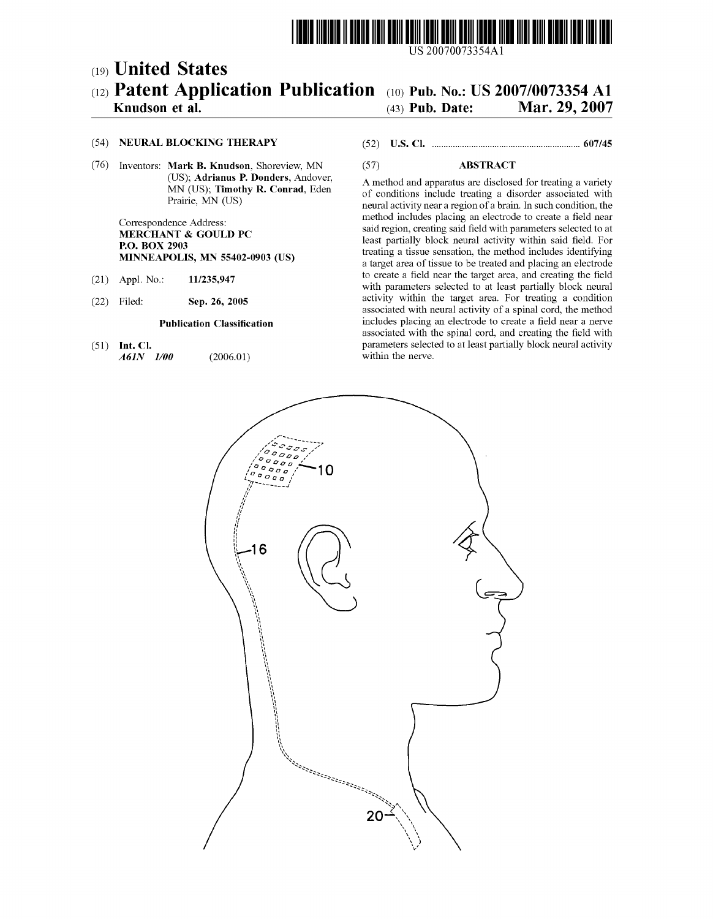US 20070073354A1

# (19) United States

# (12) Patent Application Publication

**Knudson et al.**

(10) **Pub. No.: US 2007/0073354 A1**

(43) **Pub. Date: Mar. 29, 2007**

(54) **NEURAL BLOCKING THERAPY**

(76) Inventors: **Mark B. Knudson**, Shoreview, MN (US); **Adrianus P. Donders**, Andover, MN (US); **Timothy R. Conrad**, Eden Prairie, MN (US)

Correspondence Address:
**MERCHANT & GOULD PC**
**P.O. BOX 2903**
**MINNEAPOLIS, MN 55402-0903 (US)**

(21) Appl. No.: **11/235,947**

(22) Filed: **Sep. 26, 2005**

**Publication Classification**

(51) **Int. Cl.**
*A61N 1/00* (2006.01)

(52) **U.S. Cl.** ................................................................ **607/45**

(57) **ABSTRACT**

A method and apparatus are disclosed for treating a variety of conditions include treating a disorder associated with neural activity near a region of a brain. In such condition, the method includes placing an electrode to create a field near said region, creating said field with parameters selected to at least partially block neural activity within said field. For treating a tissue sensation, the method includes identifying a target area of tissue to be treated and placing an electrode to create a field near the target area, and creating the field with parameters selected to at least partially block neural activity within the target area. For treating a condition associated with neural activity of a spinal cord, the method includes placing an electrode to create a field near a nerve associated with the spinal cord, and creating the field with parameters selected to at least partially block neural activity within the nerve.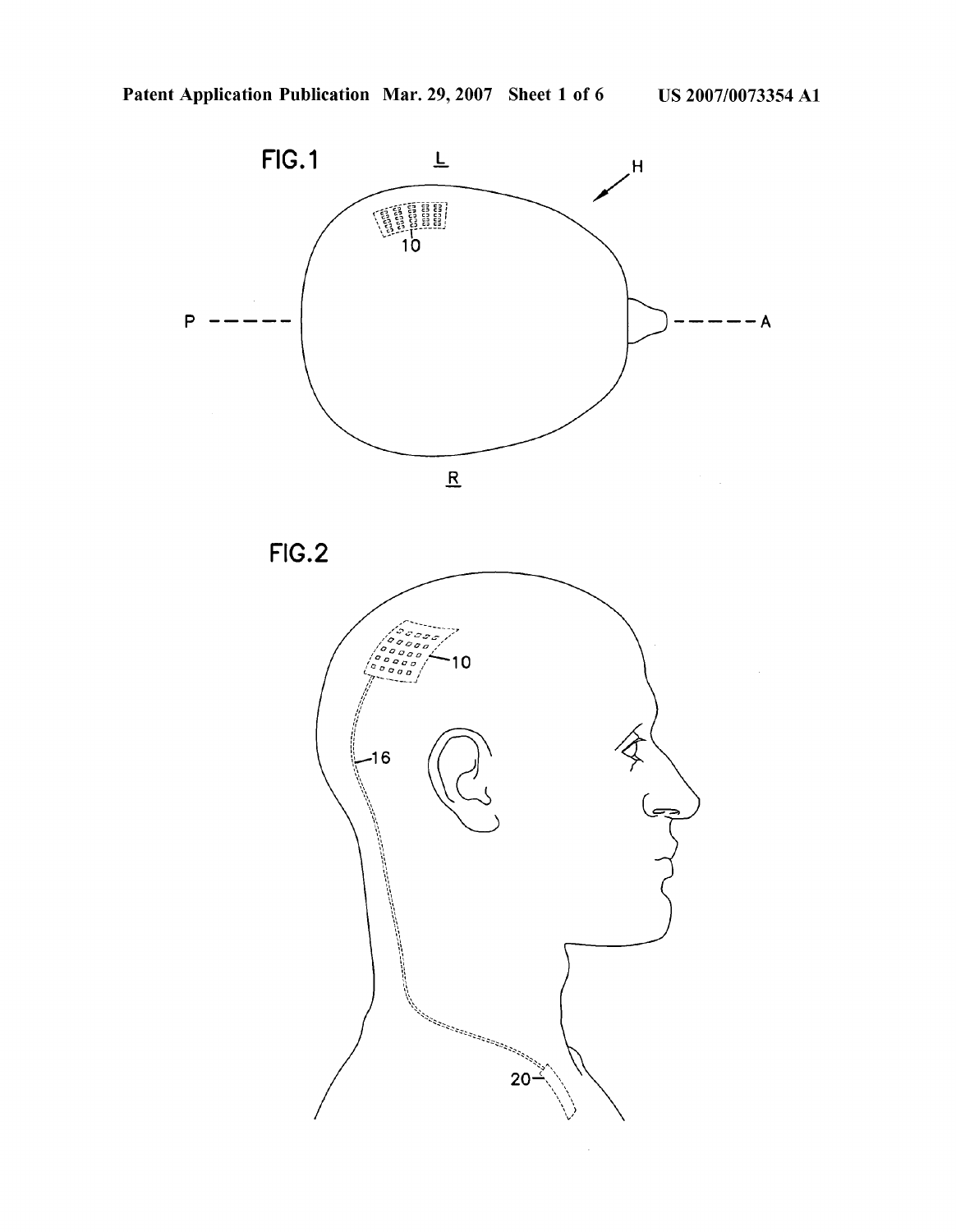FIG. 1

L

H

10

P

A

R

FIG. 2

10

16

20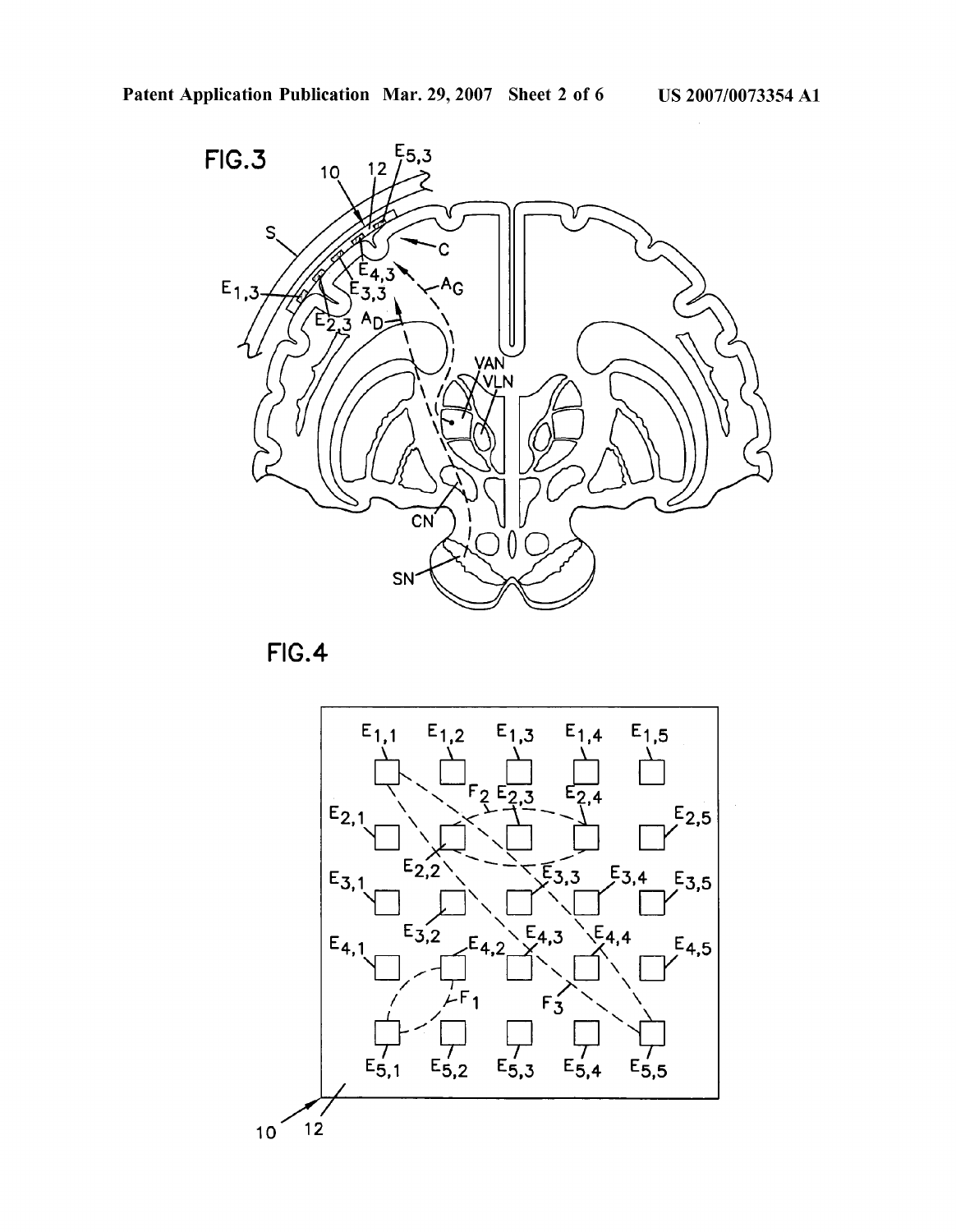FIG.3

FIG.4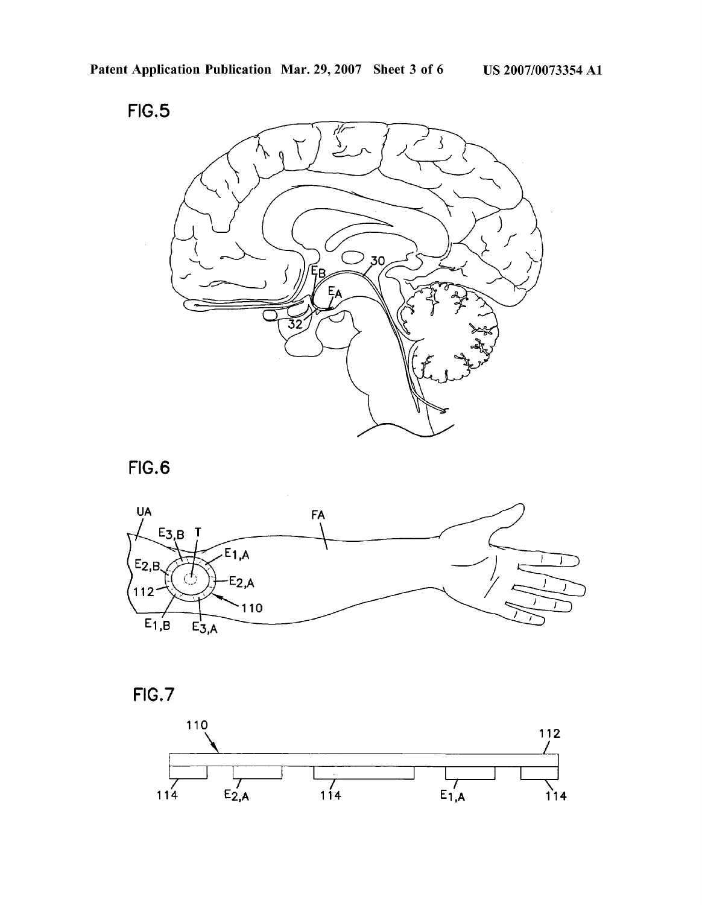FIG.5

FIG.6

FIG.7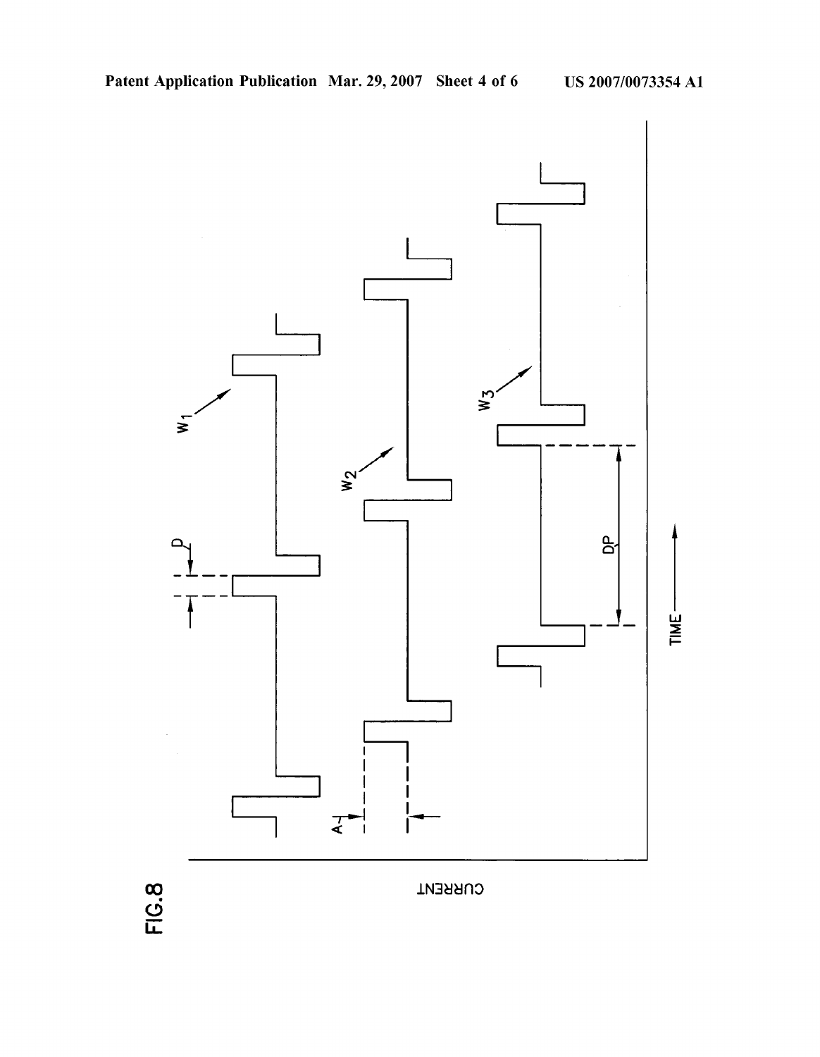FIG. 8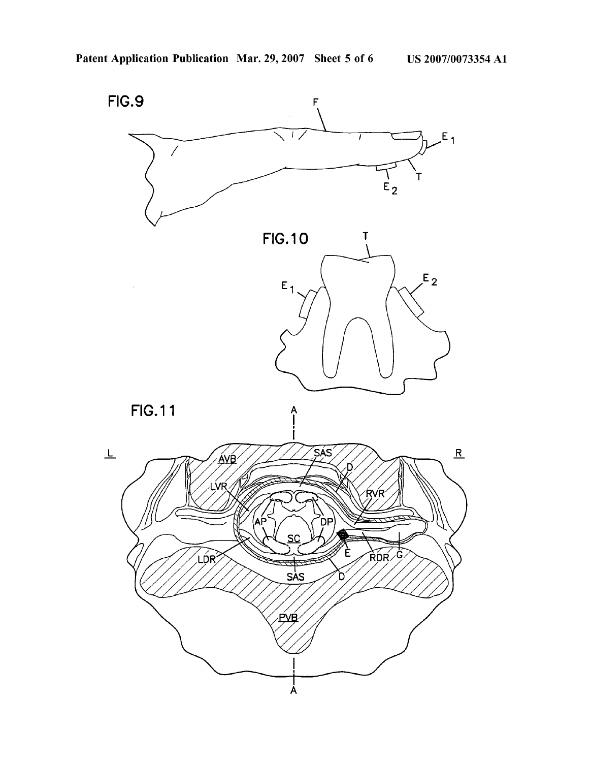FIG.9

FIG.10

FIG.11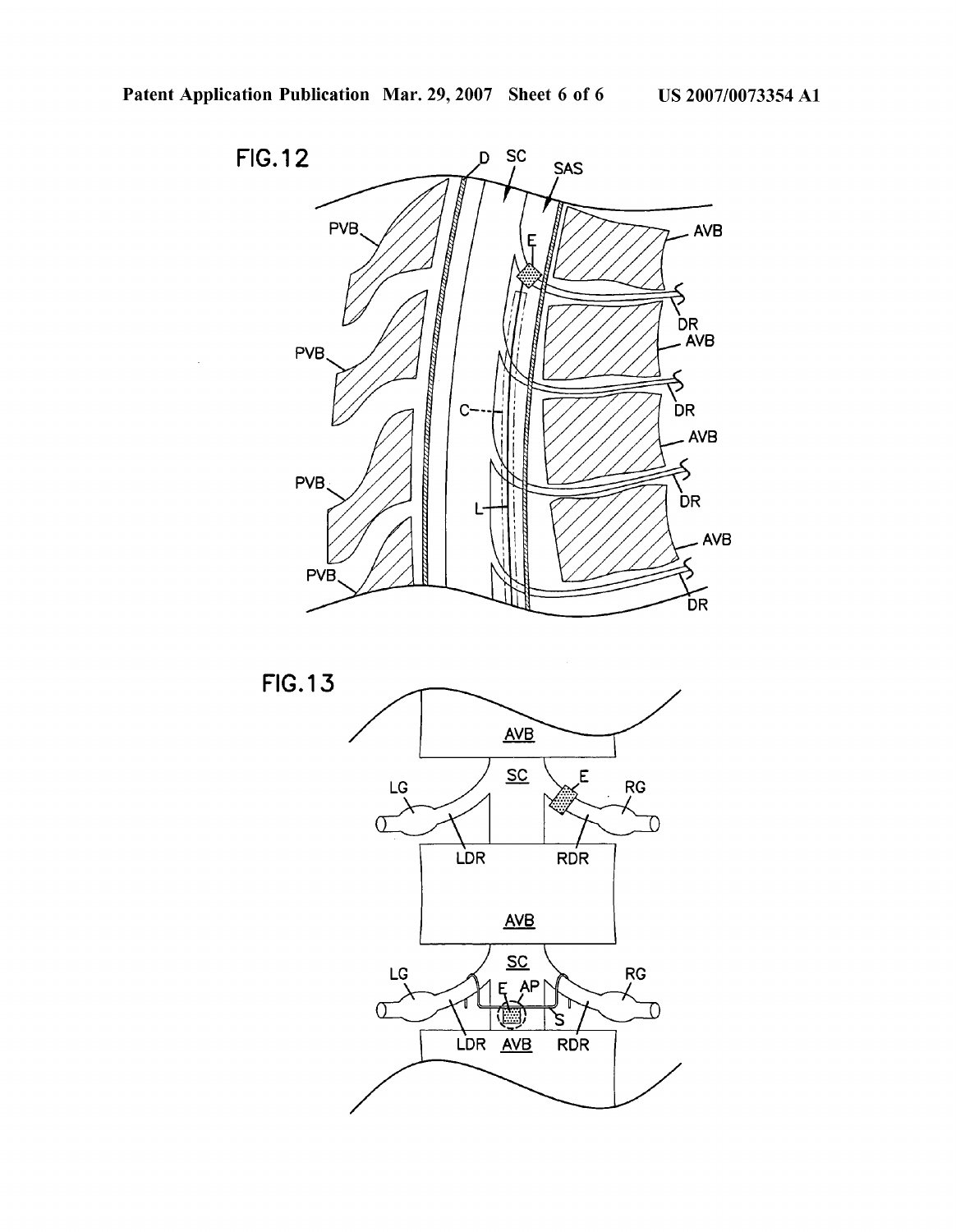FIG. 12

FIG. 13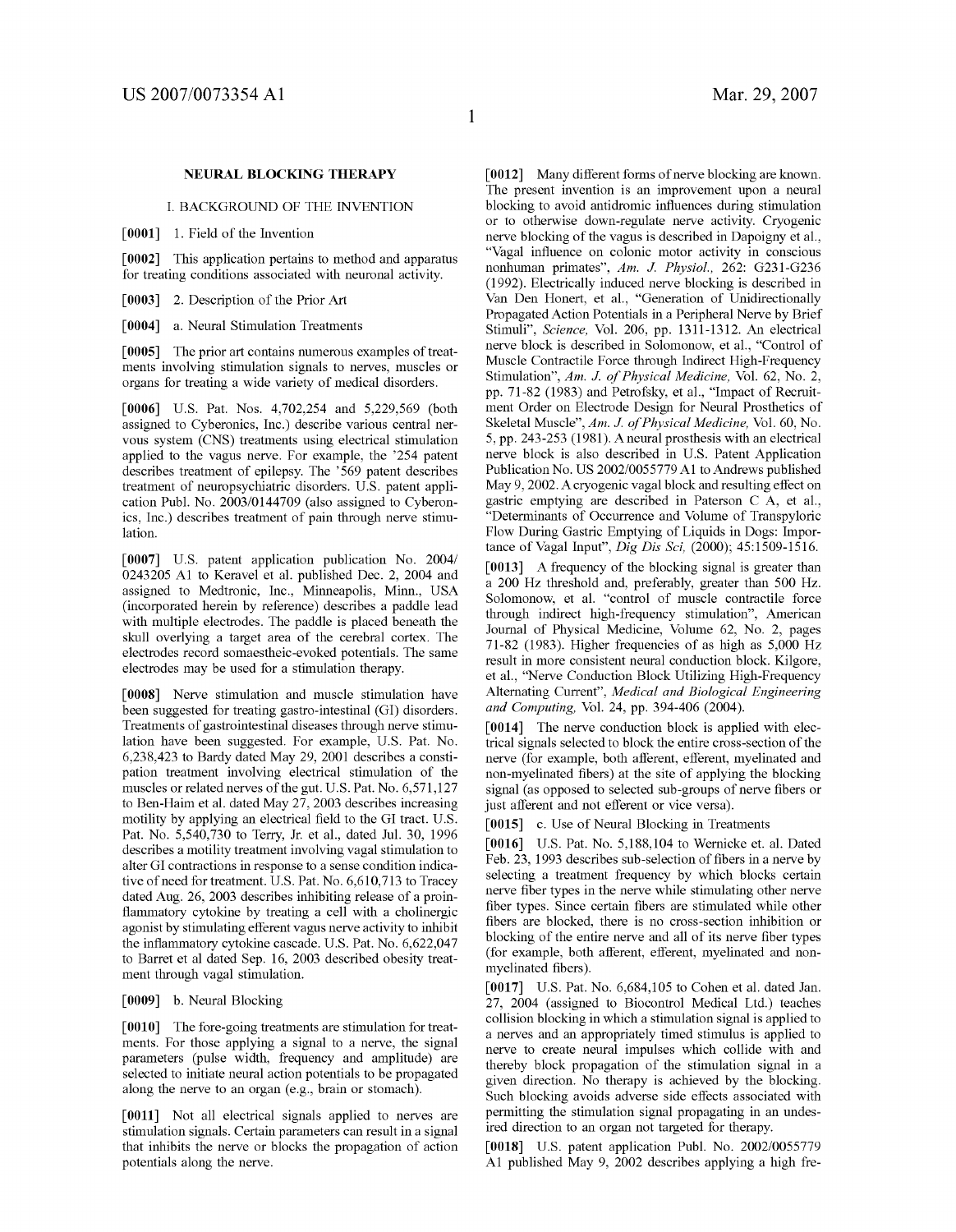# NEURAL BLOCKING THERAPY

## I. BACKGROUND OF THE INVENTION

[0001] 1. Field of the Invention

[0002] This application pertains to method and apparatus for treating conditions associated with neuronal activity.

[0003] 2. Description of the Prior Art

[0004] a. Neural Stimulation Treatments

[0005] The prior art contains numerous examples of treatments involving stimulation signals to nerves, muscles or organs for treating a wide variety of medical disorders.

[0006] U.S. Pat. Nos. 4,702,254 and 5,229,569 (both assigned to Cyberonics, Inc.) describe various central nervous system (CNS) treatments using electrical stimulation applied to the vagus nerve. For example, the '254 patent describes treatment of epilepsy. The '569 patent describes treatment of neuropsychiatric disorders. U.S. patent application Publ. No. 2003/0144709 (also assigned to Cyberonics, Inc.) describes treatment of pain through nerve stimulation.

[0007] U.S. patent application publication No. 2004/0243205 A1 to Keravel et al. published Dec. 2, 2004 and assigned to Medtronic, Inc., Minneapolis, Minn., USA (incorporated herein by reference) describes a paddle lead with multiple electrodes. The paddle is placed beneath the skull overlying a target area of the cerebral cortex. The electrodes record somaestheic-evoked potentials. The same electrodes may be used for a stimulation therapy.

[0008] Nerve stimulation and muscle stimulation have been suggested for treating gastro-intestinal (GI) disorders. Treatments of gastrointestinal diseases through nerve stimulation have been suggested. For example, U.S. Pat. No. 6,238,423 to Bardy dated May 29, 2001 describes a constipation treatment involving electrical stimulation of the muscles or related nerves of the gut. U.S. Pat. No. 6,571,127 to Ben-Haim et al. dated May 27, 2003 describes increasing motility by applying an electrical field to the GI tract. U.S. Pat. No. 5,540,730 to Terry, Jr. et al., dated Jul. 30, 1996 describes a motility treatment involving vagal stimulation to alter GI contractions in response to a sense condition indicative of need for treatment. U.S. Pat. No. 6,610,713 to Tracey dated Aug. 26, 2003 describes inhibiting release of a proinflammatory cytokine by treating a cell with a cholinergic agonist by stimulating efferent vagus nerve activity to inhibit the inflammatory cytokine cascade. U.S. Pat. No. 6,622,047 to Barret et al dated Sep. 16, 2003 described obesity treatment through vagal stimulation.

[0009] b. Neural Blocking

[0010] The fore-going treatments are stimulation for treatments. For those applying a signal to a nerve, the signal parameters (pulse width, frequency and amplitude) are selected to initiate neural action potentials to be propagated along the nerve to an organ (e.g., brain or stomach).

[0011] Not all electrical signals applied to nerves are stimulation signals. Certain parameters can result in a signal that inhibits the nerve or blocks the propagation of action potentials along the nerve.

[0012] Many different forms of nerve blocking are known. The present invention is an improvement upon a neural blocking to avoid antidromic influences during stimulation or to otherwise down-regulate nerve activity. Cryogenic nerve blocking of the vagus is described in Dapoigny et al., "Vagal influence on colonic motor activity in conscious nonhuman primates", *Am. J. Physiol.*, 262: G231-G236 (1992). Electrically induced nerve blocking is described in Van Den Honert, et al., "Generation of Unidirectionally Propagated Action Potentials in a Peripheral Nerve by Brief Stimuli", *Science*, Vol. 206, pp. 1311-1312. An electrical nerve block is described in Solomonow, et al., "Control of Muscle Contractile Force through Indirect High-Frequency Stimulation", *Am. J. of Physical Medicine*, Vol. 62, No. 2, pp. 71-82 (1983) and Petrofsky, et al., "Impact of Recruitment Order on Electrode Design for Neural Prosthetics of Skeletal Muscle", *Am. J. of Physical Medicine*, Vol. 60, No. 5, pp. 243-253 (1981). A neural prosthesis with an electrical nerve block is also described in U.S. Patent Application Publication No. US 2002/0055779 A1 to Andrews published May 9, 2002. A cryogenic vagal block and resulting effect on gastric emptying are described in Paterson C A, et al., "Determinants of Occurrence and Volume of Transpyloric Flow During Gastric Emptying of Liquids in Dogs: Importance of Vagal Input", *Dig Dis Sci*, (2000); 45:1509-1516.

[0013] A frequency of the blocking signal is greater than a 200 Hz threshold and, preferably, greater than 500 Hz. Solomonow, et al. "control of muscle contractile force through indirect high-frequency stimulation", American Journal of Physical Medicine, Volume 62, No. 2, pages 71-82 (1983). Higher frequencies of as high as 5,000 Hz result in more consistent neural conduction block. Kilgore, et al., "Nerve Conduction Block Utilizing High-Frequency Alternating Current", *Medical and Biological Engineering and Computing*, Vol. 24, pp. 394-406 (2004).

[0014] The nerve conduction block is applied with electrical signals selected to block the entire cross-section of the nerve (for example, both afferent, efferent, myelinated and non-myelinated fibers) at the site of applying the blocking signal (as opposed to selected sub-groups of nerve fibers or just afferent and not efferent or vice versa).

[0015] c. Use of Neural Blocking in Treatments

[0016] U.S. Pat. No. 5,188,104 to Wernicke et. al. Dated Feb. 23, 1993 describes sub-selection of fibers in a nerve by selecting a treatment frequency by which blocks certain nerve fiber types in the nerve while stimulating other nerve fiber types. Since certain fibers are stimulated while other fibers are blocked, there is no cross-section inhibition or blocking of the entire nerve and all of its nerve fiber types (for example, both afferent, efferent, myelinated and non-myelinated fibers).

[0017] U.S. Pat. No. 6,684,105 to Cohen et al. dated Jan. 27, 2004 (assigned to Biocontrol Medical Ltd.) teaches collision blocking in which a stimulation signal is applied to a nerves and an appropriately timed stimulus is applied to nerve to create neural impulses which collide with and thereby block propagation of the stimulation signal in a given direction. No therapy is achieved by the blocking. Such blocking avoids adverse side effects associated with permitting the stimulation signal propagating in an undesired direction to an organ not targeted for therapy.

[0018] U.S. patent application Publ. No. 2002/0055779 A1 published May 9, 2002 describes applying a high fre-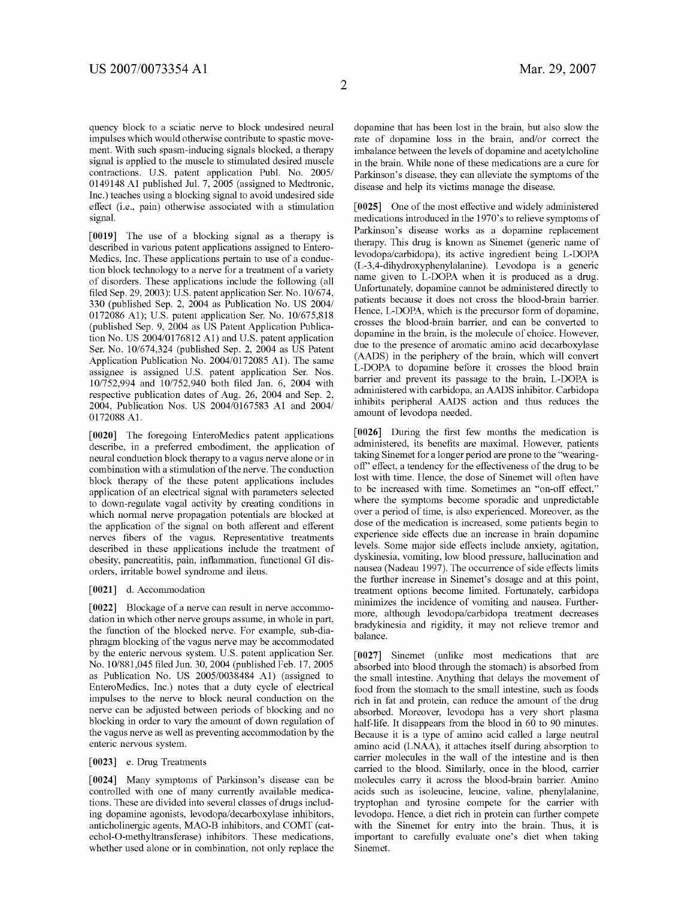quency block to a sciatic nerve to block undesired neural impulses which would otherwise contribute to spastic movement. With such spasm-inducing signals blocked, a therapy signal is applied to the muscle to stimulated desired muscle contractions. U.S. patent application Publ. No. 2005/0149148 A1 published Jul. 7, 2005 (assigned to Medtronic, Inc.) teaches using a blocking signal to avoid undesired side effect (i.e., pain) otherwise associated with a stimulation signal.

**[0019]** The use of a blocking signal as a therapy is described in various patent applications assigned to EnteroMedics, Inc. These applications pertain to use of a conduction block technology to a nerve for a treatment of a variety of disorders. These applications include the following (all filed Sep. 29, 2003): U.S. patent application Ser. No. 10/674,330 (published Sep. 2, 2004 as Publication No. US 2004/0172086 A1); U.S. patent application Ser. No. 10/675,818 (published Sep. 9, 2004 as US Patent Application Publication No. US 2004/0176812 A1) and U.S. patent application Ser. No. 10/674,324 (published Sep. 2, 2004 as US Patent Application Publication No. 2004/0172085 A1). The same assignee is assigned U.S. patent application Ser. Nos. 10/752,994 and 10/752,940 both filed Jan. 6, 2004 with respective publication dates of Aug. 26, 2004 and Sep. 2, 2004, Publication Nos. US 2004/0167583 A1 and 2004/0172088 A1.

**[0020]** The foregoing EnteroMedics patent applications describe, in a preferred embodiment, the application of neural conduction block therapy to a vagus nerve alone or in combination with a stimulation of the nerve. The conduction block therapy of the these patent applications includes application of an electrical signal with parameters selected to down-regulate vagal activity by creating conditions in which normal nerve propagation potentials are blocked at the application of the signal on both afferent and efferent nerves fibers of the vagus. Representative treatments described in these applications include the treatment of obesity, pancreatitis, pain, inflammation, functional GI disorders, irritable bowel syndrome and ileus.

**[0021]** d. Accommodation

**[0022]** Blockage of a nerve can result in nerve accommodation in which other nerve groups assume, in whole in part, the function of the blocked nerve. For example, sub-diaphragm blocking of the vagus nerve may be accommodated by the enteric nervous system. U.S. patent application Ser. No. 10/881,045 filed Jun. 30, 2004 (published Feb. 17, 2005 as Publication No. US 2005/0038484 A1) (assigned to EnteroMedics, Inc.) notes that a duty cycle of electrical impulses to the nerve to block neural conduction on the nerve can be adjusted between periods of blocking and no blocking in order to vary the amount of down regulation of the vagus nerve as well as preventing accommodation by the enteric nervous system.

**[0023]** e. Drug Treatments

**[0024]** Many symptoms of Parkinson's disease can be controlled with one of many currently available medications. These are divided into several classes of drugs including dopamine agonists, levodopa/decarboxylase inhibitors, anticholinergic agents, MAO-B inhibitors, and COMT (catechol-O-methyltransferase) inhibitors. These medications, whether used alone or in combination, not only replace the dopamine that has been lost in the brain, but also slow the rate of dopamine loss in the brain, and/or correct the imbalance between the levels of dopamine and acetylcholine in the brain. While none of these medications are a cure for Parkinson's disease, they can alleviate the symptoms of the disease and help its victims manage the disease.

**[0025]** One of the most effective and widely administered medications introduced in the 1970's to relieve symptoms of Parkinson's disease works as a dopamine replacement therapy. This drug is known as Sinemet (generic name of levodopa/carbidopa), its active ingredient being L-DOPA (L-3,4-dihydroxyphenylalanine). Levodopa is a generic name given to L-DOPA when it is produced as a drug. Unfortunately, dopamine cannot be administered directly to patients because it does not cross the blood-brain barrier. Hence, L-DOPA, which is the precursor form of dopamine, crosses the blood-brain barrier, and can be converted to dopamine in the brain, is the molecule of choice. However, due to the presence of aromatic amino acid decarboxylase (AADS) in the periphery of the brain, which will convert L-DOPA to dopamine before it crosses the blood brain barrier and prevent its passage to the brain, L-DOPA is administered with carbidopa, an AADS inhibitor. Carbidopa inhibits peripheral AADS action and thus reduces the amount of levodopa needed.

**[0026]** During the first few months the medication is administered, its benefits are maximal. However, patients taking Sinemet for a longer period are prone to the "wearing-off" effect, a tendency for the effectiveness of the drug to be lost with time. Hence, the dose of Sinemet will often have to be increased with time. Sometimes an "on-off effect," where the symptoms become sporadic and unpredictable over a period of time, is also experienced. Moreover, as the dose of the medication is increased, some patients begin to experience side effects due an increase in brain dopamine levels. Some major side effects include anxiety, agitation, dyskinesia, vomiting, low blood pressure, hallucination and nausea (Nadeau 1997). The occurrence of side effects limits the further increase in Sinemet's dosage and at this point, treatment options become limited. Fortunately, carbidopa minimizes the incidence of vomiting and nausea. Furthermore, although levodopa/carbidopa treatment decreases bradykinesia and rigidity, it may not relieve tremor and balance.

**[0027]** Sinemet (unlike most medications that are absorbed into blood through the stomach) is absorbed from the small intestine. Anything that delays the movement of food from the stomach to the small intestine, such as foods rich in fat and protein, can reduce the amount of the drug absorbed. Moreover, levodopa has a very short plasma half-life. It disappears from the blood in 60 to 90 minutes. Because it is a type of amino acid called a large neutral amino acid (LNAA), it attaches itself during absorption to carrier molecules in the wall of the intestine and is then carried to the blood. Similarly, once in the blood, carrier molecules carry it across the blood-brain barrier. Amino acids such as isoleucine, leucine, valine, phenylalanine, tryptophan and tyrosine compete for the carrier with levodopa. Hence, a diet rich in protein can further compete with the Sinemet for entry into the brain. Thus, it is important to carefully evaluate one's diet when taking Sinemet.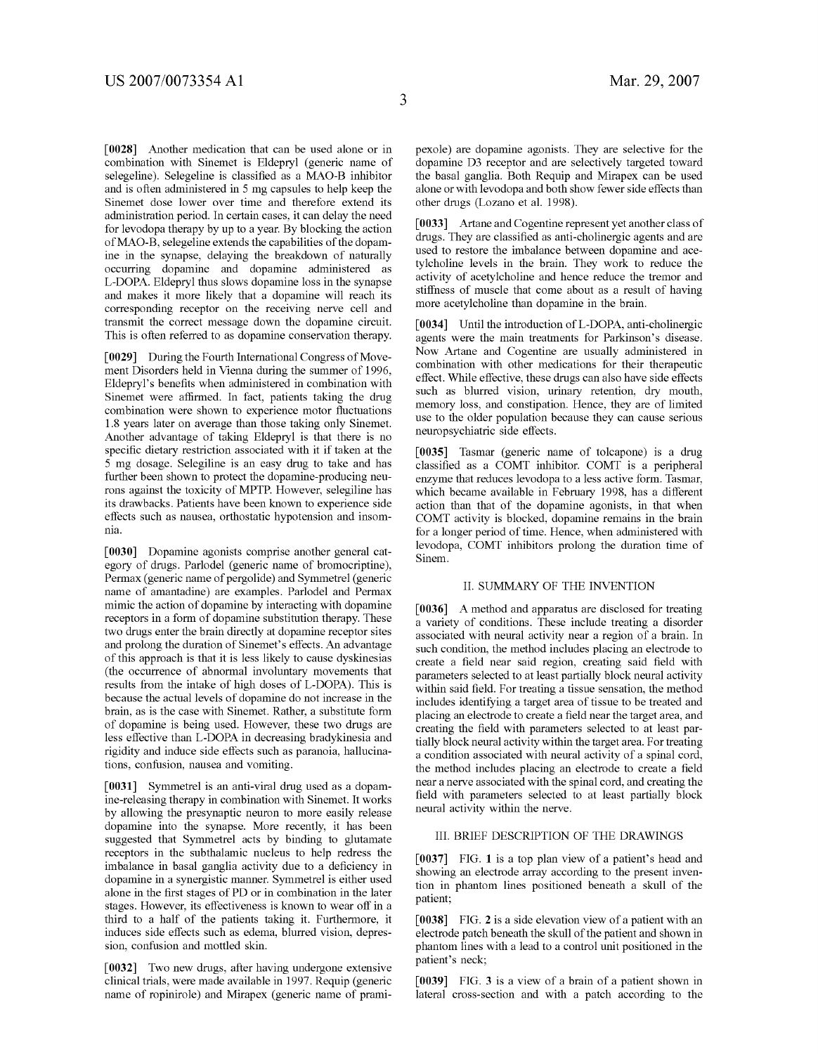[0028] Another medication that can be used alone or in combination with Sinemet is Eldepryl (generic name of selegeline). Selegeline is classified as a MAO-B inhibitor and is often administered in 5 mg capsules to help keep the Sinemet dose lower over time and therefore extend its administration period. In certain cases, it can delay the need for levodopa therapy by up to a year. By blocking the action of MAO-B, selegeline extends the capabilities of the dopamine in the synapse, delaying the breakdown of naturally occurring dopamine and dopamine administered as L-DOPA. Eldepryl thus slows dopamine loss in the synapse and makes it more likely that a dopamine will reach its corresponding receptor on the receiving nerve cell and transmit the correct message down the dopamine circuit. This is often referred to as dopamine conservation therapy.

[0029] During the Fourth International Congress of Movement Disorders held in Vienna during the summer of 1996, Eldepryl's benefits when administered in combination with Sinemet were affirmed. In fact, patients taking the drug combination were shown to experience motor fluctuations 1.8 years later on average than those taking only Sinemet. Another advantage of taking Eldepryl is that there is no specific dietary restriction associated with it if taken at the 5 mg dosage. Selegiline is an easy drug to take and has further been shown to protect the dopamine-producing neurons against the toxicity of MPTP. However, selegiline has its drawbacks. Patients have been known to experience side effects such as nausea, orthostatic hypotension and insomnia.

[0030] Dopamine agonists comprise another general category of drugs. Parlodel (generic name of bromocriptine), Permax (generic name of pergolide) and Symmetrel (generic name of amantadine) are examples. Parlodel and Permax mimic the action of dopamine by interacting with dopamine receptors in a form of dopamine substitution therapy. These two drugs enter the brain directly at dopamine receptor sites and prolong the duration of Sinemet's effects. An advantage of this approach is that it is less likely to cause dyskinesias (the occurrence of abnormal involuntary movements that results from the intake of high doses of L-DOPA). This is because the actual levels of dopamine do not increase in the brain, as is the case with Sinemet. Rather, a substitute form of dopamine is being used. However, these two drugs are less effective than L-DOPA in decreasing bradykinesia and rigidity and induce side effects such as paranoia, hallucinations, confusion, nausea and vomiting.

[0031] Symmetrel is an anti-viral drug used as a dopamine-releasing therapy in combination with Sinemet. It works by allowing the presynaptic neuron to more easily release dopamine into the synapse. More recently, it has been suggested that Symmetrel acts by binding to glutamate receptors in the subthalamic nucleus to help redress the imbalance in basal ganglia activity due to a deficiency in dopamine in a synergistic manner. Symmetrel is either used alone in the first stages of PD or in combination in the later stages. However, its effectiveness is known to wear off in a third to a half of the patients taking it. Furthermore, it induces side effects such as edema, blurred vision, depression, confusion and mottled skin.

[0032] Two new drugs, after having undergone extensive clinical trials, were made available in 1997. Requip (generic name of ropinirole) and Mirapex (generic name of pramipexole) are dopamine agonists. They are selective for the dopamine D3 receptor and are selectively targeted toward the basal ganglia. Both Requip and Mirapex can be used alone or with levodopa and both show fewer side effects than other drugs (Lozano et al. 1998).

[0033] Artane and Cogentine represent yet another class of drugs. They are classified as anti-cholinergic agents and are used to restore the imbalance between dopamine and acetylcholine levels in the brain. They work to reduce the activity of acetylcholine and hence reduce the tremor and stiffness of muscle that come about as a result of having more acetylcholine than dopamine in the brain.

[0034] Until the introduction of L-DOPA, anti-cholinergic agents were the main treatments for Parkinson's disease. Now Artane and Cogentine are usually administered in combination with other medications for their therapeutic effect. While effective, these drugs can also have side effects such as blurred vision, urinary retention, dry mouth, memory loss, and constipation. Hence, they are of limited use to the older population because they can cause serious neuropsychiatric side effects.

[0035] Tasmar (generic name of tolcapone) is a drug classified as a COMT inhibitor. COMT is a peripheral enzyme that reduces levodopa to a less active form. Tasmar, which became available in February 1998, has a different action than that of the dopamine agonists, in that when COMT activity is blocked, dopamine remains in the brain for a longer period of time. Hence, when administered with levodopa, COMT inhibitors prolong the duration time of Sinem.

## II. SUMMARY OF THE INVENTION

[0036] A method and apparatus are disclosed for treating a variety of conditions. These include treating a disorder associated with neural activity near a region of a brain. In such condition, the method includes placing an electrode to create a field near said region, creating said field with parameters selected to at least partially block neural activity within said field. For treating a tissue sensation, the method includes identifying a target area of tissue to be treated and placing an electrode to create a field near the target area, and creating the field with parameters selected to at least partially block neural activity within the target area. For treating a condition associated with neural activity of a spinal cord, the method includes placing an electrode to create a field near a nerve associated with the spinal cord, and creating the field with parameters selected to at least partially block neural activity within the nerve.

## III. BRIEF DESCRIPTION OF THE DRAWINGS

[0037] FIG. 1 is a top plan view of a patient's head and showing an electrode array according to the present invention in phantom lines positioned beneath a skull of the patient;

[0038] FIG. 2 is a side elevation view of a patient with an electrode patch beneath the skull of the patient and shown in phantom lines with a lead to a control unit positioned in the patient's neck;

[0039] FIG. 3 is a view of a brain of a patient shown in lateral cross-section and with a patch according to the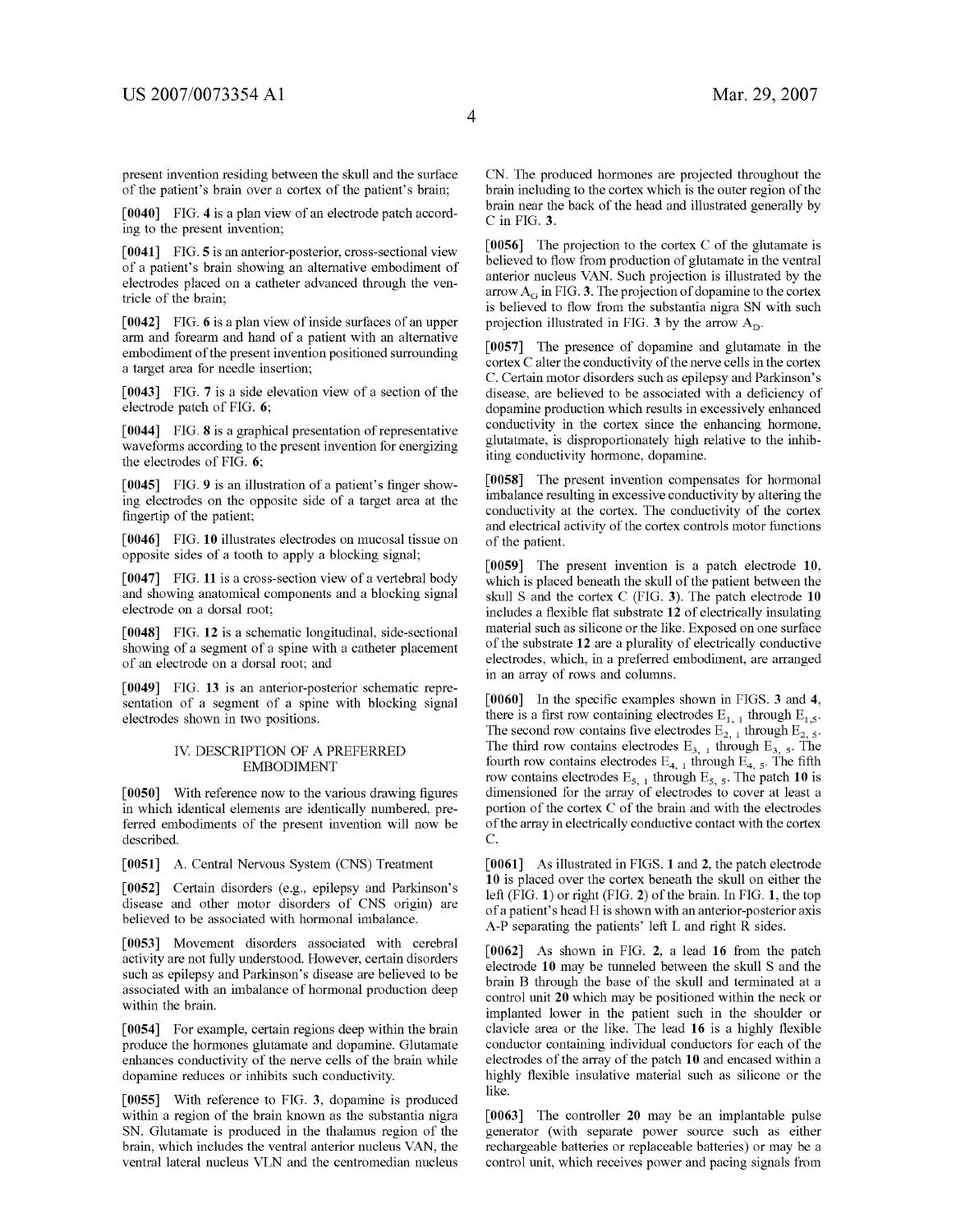present invention residing between the skull and the surface of the patient's brain over a cortex of the patient's brain;

**[0040]** FIG. **4** is a plan view of an electrode patch according to the present invention;

**[0041]** FIG. **5** is an anterior-posterior, cross-sectional view of a patient's brain showing an alternative embodiment of electrodes placed on a catheter advanced through the ventricle of the brain;

**[0042]** FIG. **6** is a plan view of inside surfaces of an upper arm and forearm and hand of a patient with an alternative embodiment of the present invention positioned surrounding a target area for needle insertion;

**[0043]** FIG. **7** is a side elevation view of a section of the electrode patch of FIG. **6**;

**[0044]** FIG. **8** is a graphical presentation of representative waveforms according to the present invention for energizing the electrodes of FIG. **6**;

**[0045]** FIG. **9** is an illustration of a patient's finger showing electrodes on the opposite side of a target area at the fingertip of the patient;

**[0046]** FIG. **10** illustrates electrodes on mucosal tissue on opposite sides of a tooth to apply a blocking signal;

**[0047]** FIG. **11** is a cross-section view of a vertebral body and showing anatomical components and a blocking signal electrode on a dorsal root;

**[0048]** FIG. **12** is a schematic longitudinal, side-sectional showing of a segment of a spine with a catheter placement of an electrode on a dorsal root; and

**[0049]** FIG. **13** is an anterior-posterior schematic representation of a segment of a spine with blocking signal electrodes shown in two positions.

## IV. DESCRIPTION OF A PREFERRED EMBODIMENT

**[0050]** With reference now to the various drawing figures in which identical elements are identically numbered, preferred embodiments of the present invention will now be described.

**[0051]** A. Central Nervous System (CNS) Treatment

**[0052]** Certain disorders (e.g., epilepsy and Parkinson's disease and other motor disorders of CNS origin) are believed to be associated with hormonal imbalance.

**[0053]** Movement disorders associated with cerebral activity are not fully understood. However, certain disorders such as epilepsy and Parkinson's disease are believed to be associated with an imbalance of hormonal production deep within the brain.

**[0054]** For example, certain regions deep within the brain produce the hormones glutamate and dopamine. Glutamate enhances conductivity of the nerve cells of the brain while dopamine reduces or inhibits such conductivity.

**[0055]** With reference to FIG. **3**, dopamine is produced within a region of the brain known as the substantia nigra SN. Glutamate is produced in the thalamus region of the brain, which includes the ventral anterior nucleus VAN, the ventral lateral nucleus VLN and the centromedian nucleus CN. The produced hormones are projected throughout the brain including to the cortex which is the outer region of the brain near the back of the head and illustrated generally by C in FIG. **3**.

**[0056]** The projection to the cortex C of the glutamate is believed to flow from production of glutamate in the ventral anterior nucleus VAN. Such projection is illustrated by the arrow $A_G$ in FIG. **3**. The projection of dopamine to the cortex is believed to flow from the substantia nigra SN with such projection illustrated in FIG. **3** by the arrow $A_D$.

**[0057]** The presence of dopamine and glutamate in the cortex C alter the conductivity of the nerve cells in the cortex C. Certain motor disorders such as epilepsy and Parkinson's disease, are believed to be associated with a deficiency of dopamine production which results in excessively enhanced conductivity in the cortex since the enhancing hormone, glutatmate, is disproportionately high relative to the inhibiting conductivity hormone, dopamine.

**[0058]** The present invention compensates for hormonal imbalance resulting in excessive conductivity by altering the conductivity at the cortex. The conductivity of the cortex and electrical activity of the cortex controls motor functions of the patient.

**[0059]** The present invention is a patch electrode **10**, which is placed beneath the skull of the patient between the skull S and the cortex C (FIG. **3**). The patch electrode **10** includes a flexible flat substrate **12** of electrically insulating material such as silicone or the like. Exposed on one surface of the substrate **12** are a plurality of electrically conductive electrodes, which, in a preferred embodiment, are arranged in an array of rows and columns.

**[0060]** In the specific examples shown in FIGS. **3** and **4**, there is a first row containing electrodes $E_{1,1}$ through $E_{1,5}$. The second row contains five electrodes $E_{2,1}$ through $E_{2,5}$. The third row contains electrodes $E_{3,1}$ through $E_{3,5}$. The fourth row contains electrodes $E_{4,1}$ through $E_{4,5}$. The fifth row contains electrodes $E_{5,1}$ through $E_{5,5}$. The patch **10** is dimensioned for the array of electrodes to cover at least a portion of the cortex C of the brain and with the electrodes of the array in electrically conductive contact with the cortex C.

**[0061]** As illustrated in FIGS. **1** and **2**, the patch electrode **10** is placed over the cortex beneath the skull on either the left (FIG. **1**) or right (FIG. **2**) of the brain. In FIG. **1**, the top of a patient's head H is shown with an anterior-posterior axis A-P separating the patients' left L and right R sides.

**[0062]** As shown in FIG. **2**, a lead **16** from the patch electrode **10** may be tunneled between the skull S and the brain B through the base of the skull and terminated at a control unit **20** which may be positioned within the neck or implanted lower in the patient such in the shoulder or clavicle area or the like. The lead **16** is a highly flexible conductor containing individual conductors for each of the electrodes of the array of the patch **10** and encased within a highly flexible insulative material such as silicone or the like.

**[0063]** The controller **20** may be an implantable pulse generator (with separate power source such as either rechargeable batteries or replaceable batteries) or may be a control unit, which receives power and pacing signals from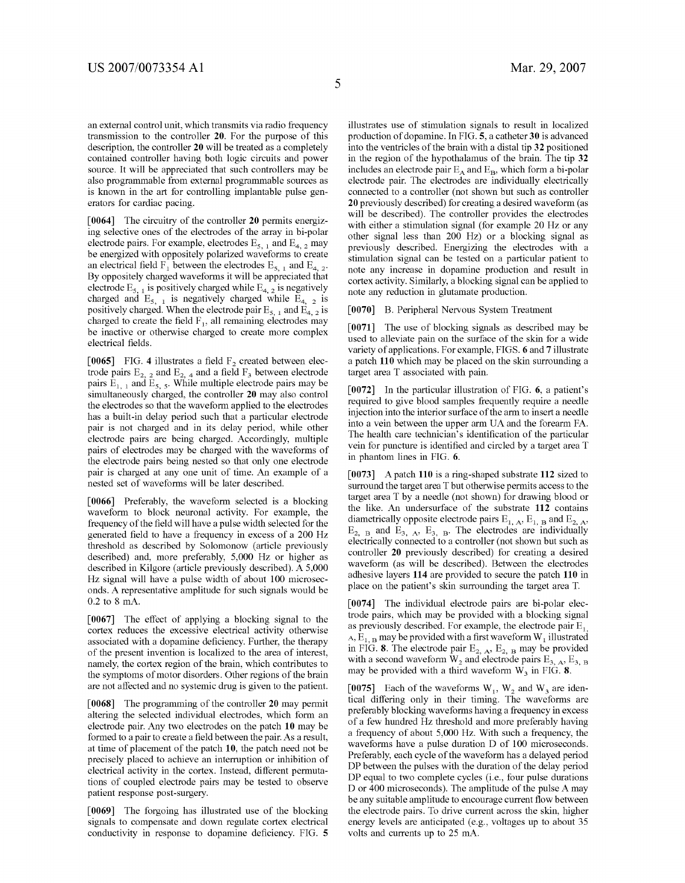an external control unit, which transmits via radio frequency transmission to the controller **20**. For the purpose of this description, the controller **20** will be treated as a completely contained controller having both logic circuits and power source. It will be appreciated that such controllers may be also programmable from external programmable sources as is known in the art for controlling implantable pulse generators for cardiac pacing.

**[0064]** The circuitry of the controller **20** permits energizing selective ones of the electrodes of the array in bi-polar electrode pairs. For example, electrodes $E_{5,1}$ and $E_{4,2}$ may be energized with oppositely polarized waveforms to create an electrical field $F_1$ between the electrodes $E_{5,1}$ and $E_{4,2}$. By oppositely charged waveforms it will be appreciated that electrode $E_{5,1}$ is positively charged while $E_{4,2}$ is negatively charged and $E_{5,1}$ is negatively charged while $E_{4,2}$ is positively charged. When the electrode pair $E_{5,1}$ and $E_{4,2}$ is charged to create the field $F_1$, all remaining electrodes may be inactive or otherwise charged to create more complex electrical fields.

**[0065]** FIG. **4** illustrates a field $F_2$ created between electrode pairs $E_{2,2}$ and $E_{2,4}$ and a field $F_3$ between electrode pairs $E_{1,1}$ and $E_{5,5}$. While multiple electrode pairs may be simultaneously charged, the controller **20** may also control the electrodes so that the waveform applied to the electrodes has a built-in delay period such that a particular electrode pair is not charged and in its delay period, while other electrode pairs are being charged. Accordingly, multiple pairs of electrodes may be charged with the waveforms of the electrode pairs being nested so that only one electrode pair is charged at any one unit of time. An example of a nested set of waveforms will be later described.

**[0066]** Preferably, the waveform selected is a blocking waveform to block neuronal activity. For example, the frequency of the field will have a pulse width selected for the generated field to have a frequency in excess of a 200 Hz threshold as described by Solomonow (article previously described) and, more preferably, 5,000 Hz or higher as described in Kilgore (article previously described). A 5,000 Hz signal will have a pulse width of about 100 microseconds. A representative amplitude for such signals would be 0.2 to 8 mA.

**[0067]** The effect of applying a blocking signal to the cortex reduces the excessive electrical activity otherwise associated with a dopamine deficiency. Further, the therapy of the present invention is localized to the area of interest, namely, the cortex region of the brain, which contributes to the symptoms of motor disorders. Other regions of the brain are not affected and no systemic drug is given to the patient.

**[0068]** The programming of the controller **20** may permit altering the selected individual electrodes, which form an electrode pair. Any two electrodes on the patch **10** may be formed to a pair to create a field between the pair. As a result, at time of placement of the patch **10**, the patch need not be precisely placed to achieve an interruption or inhibition of electrical activity in the cortex. Instead, different permutations of coupled electrode pairs may be tested to observe patient response post-surgery.

**[0069]** The forgoing has illustrated use of the blocking signals to compensate and down regulate cortex electrical conductivity in response to dopamine deficiency. FIG. **5** illustrates use of stimulation signals to result in localized production of dopamine. In FIG. **5**, a catheter **30** is advanced into the ventricles of the brain with a distal tip **32** positioned in the region of the hypothalamus of the brain. The tip **32** includes an electrode pair $E_A$ and $E_B$, which form a bi-polar electrode pair. The electrodes are individually electrically connected to a controller (not shown but such as controller **20** previously described) for creating a desired waveform (as will be described). The controller provides the electrodes with either a stimulation signal (for example 20 Hz or any other signal less than 200 Hz) or a blocking signal as previously described. Energizing the electrodes with a stimulation signal can be tested on a particular patient to note any increase in dopamine production and result in cortex activity. Similarly, a blocking signal can be applied to note any reduction in glutamate production.

**[0070]** B. Peripheral Nervous System Treatment

**[0071]** The use of blocking signals as described may be used to alleviate pain on the surface of the skin for a wide variety of applications. For example, FIGS. **6** and **7** illustrate a patch **110** which may be placed on the skin surrounding a target area T associated with pain.

**[0072]** In the particular illustration of FIG. **6**, a patient's required to give blood samples frequently require a needle injection into the interior surface of the arm to insert a needle into a vein between the upper arm UA and the forearm FA. The health care technician's identification of the particular vein for puncture is identified and circled by a target area T in phantom lines in FIG. **6**.

**[0073]** A patch **110** is a ring-shaped substrate **112** sized to surround the target area T but otherwise permits access to the target area T by a needle (not shown) for drawing blood or the like. An undersurface of the substrate **112** contains diametrically opposite electrode pairs $E_{1,A}$, $E_{1,B}$ and $E_{2,A}$, $E_{2,B}$ and $E_{3,A}$, $E_{3,B}$. The electrodes are individually electrically connected to a controller (not shown but such as controller **20** previously described) for creating a desired waveform (as will be described). Between the electrodes adhesive layers **114** are provided to secure the patch **110** in place on the patient's skin surrounding the target area T.

**[0074]** The individual electrode pairs are bi-polar electrode pairs, which may be provided with a blocking signal as previously described. For example, the electrode pair $E_{1,A}$, $E_{1,B}$ may be provided with a first waveform $W_1$ illustrated in FIG. **8**. The electrode pair $E_{2,A}$, $E_{2,B}$ may be provided with a second waveform $W_2$ and electrode pairs $E_{3,A}$, $E_{3,B}$ may be provided with a third waveform $W_3$ in FIG. **8**.

**[0075]** Each of the waveforms $W_1$, $W_2$ and $W_3$ are identical differing only in their timing. The waveforms are preferably blocking waveforms having a frequency in excess of a few hundred Hz threshold and more preferably having a frequency of about 5,000 Hz. With such a frequency, the waveforms have a pulse duration D of 100 microseconds. Preferably, each cycle of the waveform has a delayed period DP between the pulses with the duration of the delay period DP equal to two complete cycles (i.e., four pulse durations D or 400 microseconds). The amplitude of the pulse A may be any suitable amplitude to encourage current flow between the electrode pairs. To drive current across the skin, higher energy levels are anticipated (e.g., voltages up to about 35 volts and currents up to 25 mA.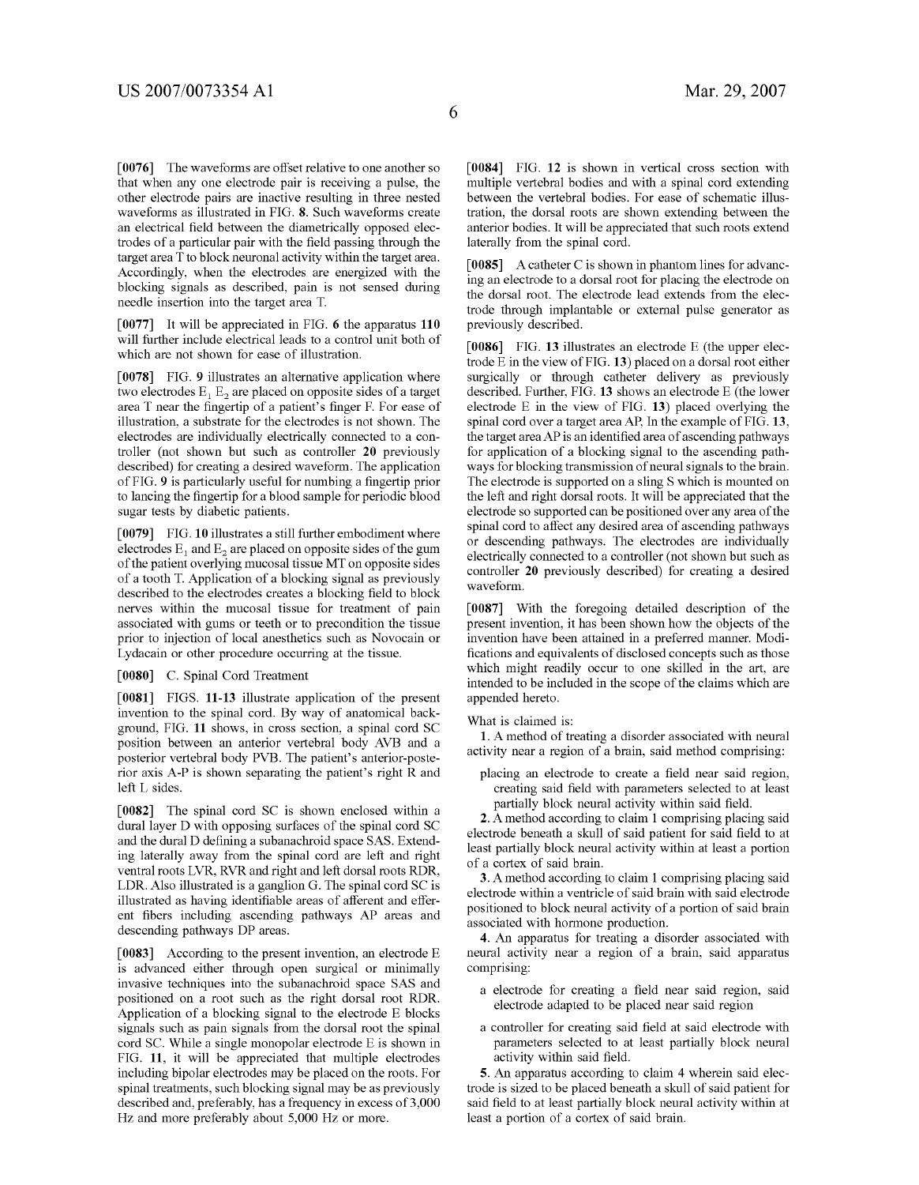[0076] The waveforms are offset relative to one another so that when any one electrode pair is receiving a pulse, the other electrode pairs are inactive resulting in three nested waveforms as illustrated in FIG. **8**. Such waveforms create an electrical field between the diametrically opposed electrodes of a particular pair with the field passing through the target area T to block neuronal activity within the target area. Accordingly, when the electrodes are energized with the blocking signals as described, pain is not sensed during needle insertion into the target area T.

[0077] It will be appreciated in FIG. **6** the apparatus **110** will further include electrical leads to a control unit both of which are not shown for ease of illustration.

[0078] FIG. **9** illustrates an alternative application where two electrodes $E_1$ $E_2$ are placed on opposite sides of a target area T near the fingertip of a patient's finger F. For ease of illustration, a substrate for the electrodes is not shown. The electrodes are individually electrically connected to a controller (not shown but such as controller **20** previously described) for creating a desired waveform. The application of FIG. **9** is particularly useful for numbing a fingertip prior to lancing the fingertip for a blood sample for periodic blood sugar tests by diabetic patients.

[0079] FIG. **10** illustrates a still further embodiment where electrodes $E_1$ and $E_2$ are placed on opposite sides of the gum of the patient overlying mucosal tissue MT on opposite sides of a tooth T. Application of a blocking signal as previously described to the electrodes creates a blocking field to block nerves within the mucosal tissue for treatment of pain associated with gums or teeth or to precondition the tissue prior to injection of local anesthetics such as Novocain or Lydacain or other procedure occurring at the tissue.

[0080] C. Spinal Cord Treatment

[0081] FIGS. **11-13** illustrate application of the present invention to the spinal cord. By way of anatomical background, FIG. **11** shows, in cross section, a spinal cord SC position between an anterior vertebral body AVB and a posterior vertebral body PVB. The patient's anterior-posterior axis A-P is shown separating the patient's right R and left L sides.

[0082] The spinal cord SC is shown enclosed within a dural layer D with opposing surfaces of the spinal cord SC and the dural D defining a subanachroid space SAS. Extending laterally away from the spinal cord are left and right ventral roots LVR, RVR and right and left dorsal roots RDR, LDR. Also illustrated is a ganglion G. The spinal cord SC is illustrated as having identifiable areas of afferent and efferent fibers including ascending pathways AP areas and descending pathways DP areas.

[0083] According to the present invention, an electrode E is advanced either through open surgical or minimally invasive techniques into the subanachroid space SAS and positioned on a root such as the right dorsal root RDR. Application of a blocking signal to the electrode E blocks signals such as pain signals from the dorsal root the spinal cord SC. While a single monopolar electrode E is shown in FIG. **11**, it will be appreciated that multiple electrodes including bipolar electrodes may be placed on the roots. For spinal treatments, such blocking signal may be as previously described and, preferably, has a frequency in excess of 3,000 Hz and more preferably about 5,000 Hz or more.

[0084] FIG. **12** is shown in vertical cross section with multiple vertebral bodies and with a spinal cord extending between the vertebral bodies. For ease of schematic illustration, the dorsal roots are shown extending between the anterior bodies. It will be appreciated that such roots extend laterally from the spinal cord.

[0085] A catheter C is shown in phantom lines for advancing an electrode to a dorsal root for placing the electrode on the dorsal root. The electrode lead extends from the electrode through implantable or external pulse generator as previously described.

[0086] FIG. **13** illustrates an electrode E (the upper electrode E in the view of FIG. **13**) placed on a dorsal root either surgically or through catheter delivery as previously described. Further, FIG. **13** shows an electrode E (the lower electrode E in the view of FIG. **13**) placed overlying the spinal cord over a target area AP, In the example of FIG. **13**, the target area AP is an identified area of ascending pathways for application of a blocking signal to the ascending pathways for blocking transmission of neural signals to the brain. The electrode is supported on a sling S which is mounted on the left and right dorsal roots. It will be appreciated that the electrode so supported can be positioned over any area of the spinal cord to affect any desired area of ascending pathways or descending pathways. The electrodes are individually electrically connected to a controller (not shown but such as controller **20** previously described) for creating a desired waveform.

[0087] With the foregoing detailed description of the present invention, it has been shown how the objects of the invention have been attained in a preferred manner. Modifications and equivalents of disclosed concepts such as those which might readily occur to one skilled in the art, are intended to be included in the scope of the claims which are appended hereto.

What is claimed is:

**1**. A method of treating a disorder associated with neural activity near a region of a brain, said method comprising:

placing an electrode to create a field near said region, creating said field with parameters selected to at least partially block neural activity within said field.

**2**. A method according to claim 1 comprising placing said electrode beneath a skull of said patient for said field to at least partially block neural activity within at least a portion of a cortex of said brain.

**3**. A method according to claim 1 comprising placing said electrode within a ventricle of said brain with said electrode positioned to block neural activity of a portion of said brain associated with hormone production.

**4**. An apparatus for treating a disorder associated with neural activity near a region of a brain, said apparatus comprising:

a electrode for creating a field near said region, said electrode adapted to be placed near said region

a controller for creating said field at said electrode with parameters selected to at least partially block neural activity within said field.

**5**. An apparatus according to claim 4 wherein said electrode is sized to be placed beneath a skull of said patient for said field to at least partially block neural activity within at least a portion of a cortex of said brain.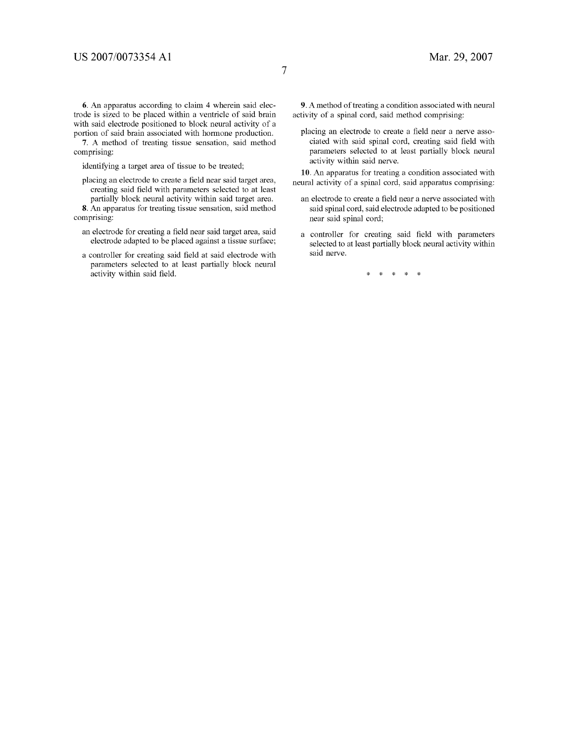6. An apparatus according to claim 4 wherein said electrode is sized to be placed within a ventricle of said brain with said electrode positioned to block neural activity of a portion of said brain associated with hormone production.

7. A method of treating tissue sensation, said method comprising:

identifying a target area of tissue to be treated;

placing an electrode to create a field near said target area, creating said field with parameters selected to at least partially block neural activity within said target area.

8. An apparatus for treating tissue sensation, said method comprising:

an electrode for creating a field near said target area, said electrode adapted to be placed against a tissue surface;

a controller for creating said field at said electrode with parameters selected to at least partially block neural activity within said field.

9. A method of treating a condition associated with neural activity of a spinal cord, said method comprising:

placing an electrode to create a field near a nerve associated with said spinal cord, creating said field with parameters selected to at least partially block neural activity within said nerve.

10. An apparatus for treating a condition associated with neural activity of a spinal cord, said apparatus comprising:

an electrode to create a field near a nerve associated with said spinal cord, said electrode adapted to be positioned near said spinal cord;

a controller for creating said field with parameters selected to at least partially block neural activity within said nerve.

* * * * *